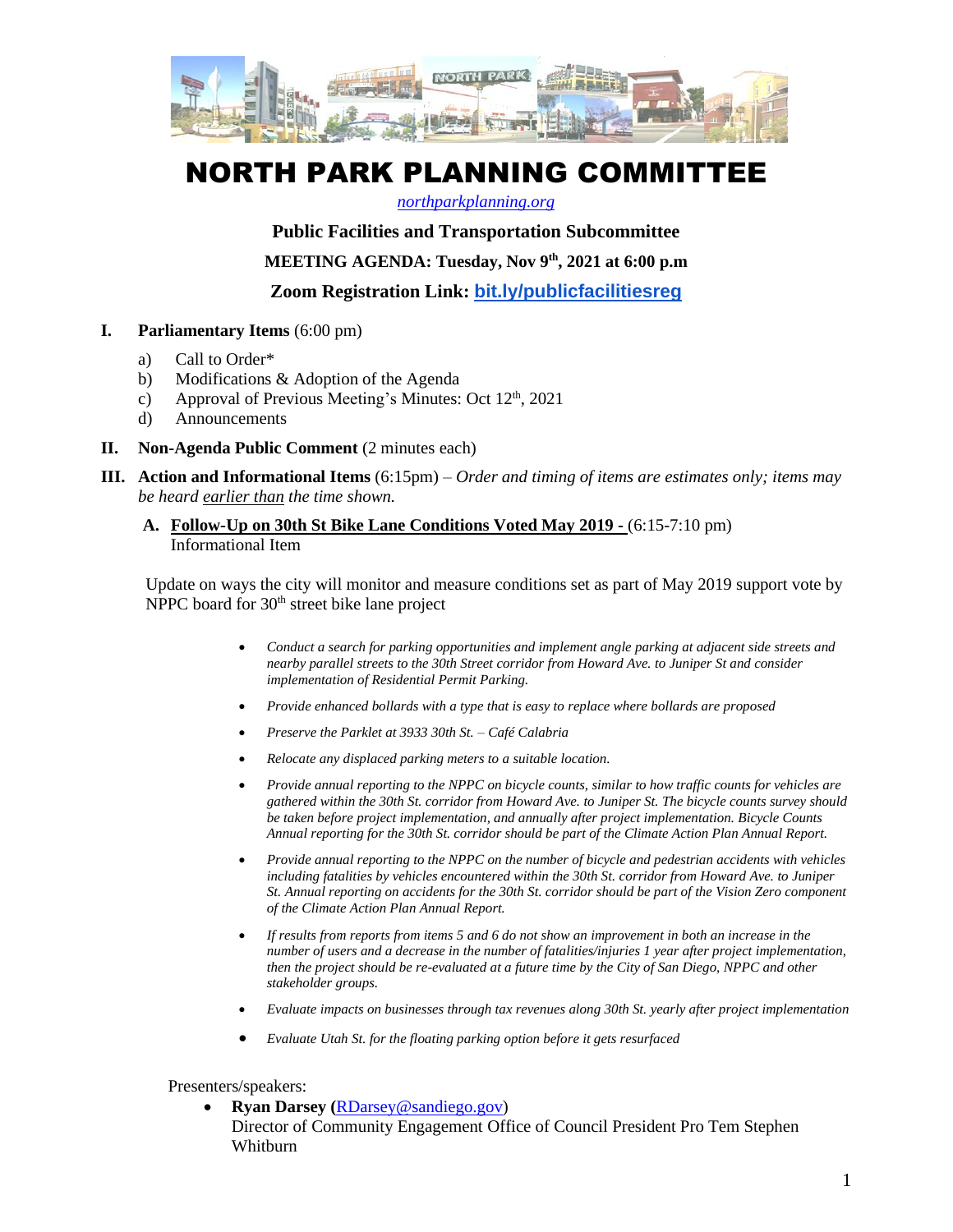# NORTH PARK PLANNING COMMITTEE

*northparkplanning.org*

**Public Facilities and Transportation Subcommittee**

**MEETING AGENDA: Tuesday, Nov 9th, 2021 at 6:00 p.m**

**Zoom Registration Link: bit.ly/publicfacilitiesreg**

**I. Parliamentary Items** (6:00 pm)

a) Call to Order*
b) Modifications & Adoption of the Agenda
c) Approval of Previous Meeting's Minutes: Oct 12th, 2021
d) Announcements

**II. Non-Agenda Public Comment** (2 minutes each)

**III. Action and Informational Items** (6:15pm) – *Order and timing of items are estimates only; items may be heard earlier than the time shown.*

**A. Follow-Up on 30th St Bike Lane Conditions Voted May 2019 -** (6:15-7:10 pm)
Informational Item

Update on ways the city will monitor and measure conditions set as part of May 2019 support vote by NPPC board for 30th street bike lane project

- *Conduct a search for parking opportunities and implement angle parking at adjacent side streets and nearby parallel streets to the 30th Street corridor from Howard Ave. to Juniper St and consider implementation of Residential Permit Parking.*
- *Provide enhanced bollards with a type that is easy to replace where bollards are proposed*
- *Preserve the Parklet at 3933 30th St. – Café Calabria*
- *Relocate any displaced parking meters to a suitable location.*
- *Provide annual reporting to the NPPC on bicycle counts, similar to how traffic counts for vehicles are gathered within the 30th St. corridor from Howard Ave. to Juniper St. The bicycle counts survey should be taken before project implementation, and annually after project implementation. Bicycle Counts Annual reporting for the 30th St. corridor should be part of the Climate Action Plan Annual Report.*
- *Provide annual reporting to the NPPC on the number of bicycle and pedestrian accidents with vehicles including fatalities by vehicles encountered within the 30th St. corridor from Howard Ave. to Juniper St. Annual reporting on accidents for the 30th St. corridor should be part of the Vision Zero component of the Climate Action Plan Annual Report.*
- *If results from reports from items 5 and 6 do not show an improvement in both an increase in the number of users and a decrease in the number of fatalities/injuries 1 year after project implementation, then the project should be re-evaluated at a future time by the City of San Diego, NPPC and other stakeholder groups.*
- *Evaluate impacts on businesses through tax revenues along 30th St. yearly after project implementation*
- *Evaluate Utah St. for the floating parking option before it gets resurfaced*

Presenters/speakers:

- **Ryan Darsey (**RDarsey@sandiego.gov**)**
  Director of Community Engagement Office of Council President Pro Tem Stephen Whitburn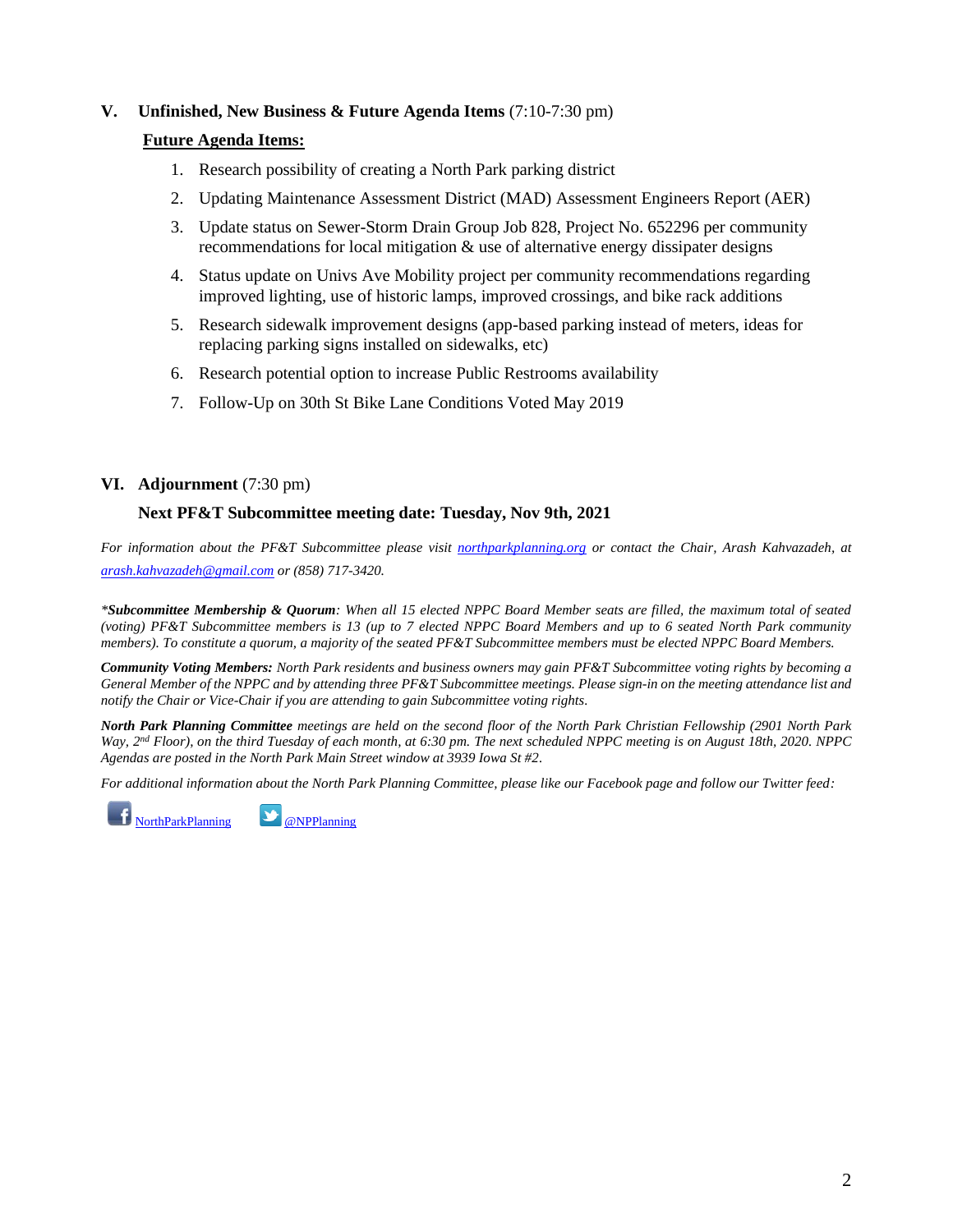## V. Unfinished, New Business & Future Agenda Items (7:10-7:30 pm)

**Future Agenda Items:**

1. Research possibility of creating a North Park parking district
2. Updating Maintenance Assessment District (MAD) Assessment Engineers Report (AER)
3. Update status on Sewer-Storm Drain Group Job 828, Project No. 652296 per community recommendations for local mitigation & use of alternative energy dissipater designs
4. Status update on Univs Ave Mobility project per community recommendations regarding improved lighting, use of historic lamps, improved crossings, and bike rack additions
5. Research sidewalk improvement designs (app-based parking instead of meters, ideas for replacing parking signs installed on sidewalks, etc)
6. Research potential option to increase Public Restrooms availability
7. Follow-Up on 30th St Bike Lane Conditions Voted May 2019

## VI. Adjournment (7:30 pm)

**Next PF&T Subcommittee meeting date: Tuesday, Nov 9th, 2021**

*For information about the PF&T Subcommittee please visit [northparkplanning.org](northparkplanning.org) or contact the Chair, Arash Kahvazadeh, at [arash.kahvazadeh@gmail.com](mailto:arash.kahvazadeh@gmail.com) or (858) 717-3420.*

****Subcommittee Membership & Quorum**: When all 15 elected NPPC Board Member seats are filled, the maximum total of seated (voting) PF&T Subcommittee members is 13 (up to 7 elected NPPC Board Members and up to 6 seated North Park community members). To constitute a quorum, a majority of the seated PF&T Subcommittee members must be elected NPPC Board Members.*

***Community Voting Members:** North Park residents and business owners may gain PF&T Subcommittee voting rights by becoming a General Member of the NPPC and by attending three PF&T Subcommittee meetings. Please sign-in on the meeting attendance list and notify the Chair or Vice-Chair if you are attending to gain Subcommittee voting rights.*

***North Park Planning Committee** meetings are held on the second floor of the North Park Christian Fellowship (2901 North Park Way, 2nd Floor), on the third Tuesday of each month, at 6:30 pm. The next scheduled NPPC meeting is on August 18th, 2020. NPPC Agendas are posted in the North Park Main Street window at 3939 Iowa St #2.*

*For additional information about the North Park Planning Committee, please like our Facebook page and follow our Twitter feed:*

NorthParkPlanning    @NPPlanning